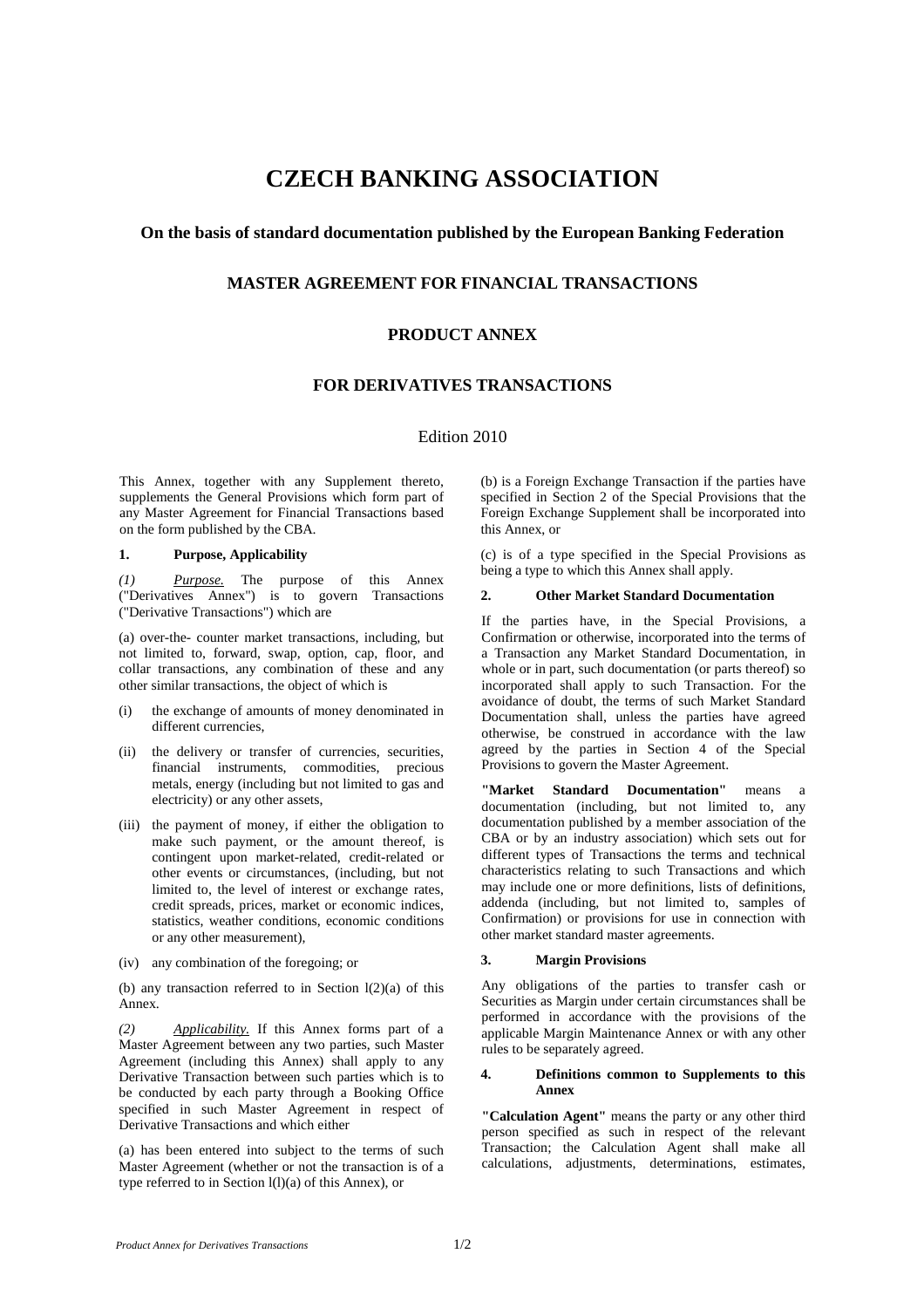# CZECH BANKING ASSOCIATION

### On the basis of standard documentation published by the European Banking Federation

## MASTER AGREEMENT FOR FINANCIAL TRANSACTIONS

## PRODUCT ANNEX

## FOR DERIVATIVES TRANSACTIONS

Edition 2010

This Annex, together with any Supplement thereto, supplements the General Provisions which form part of any Master Agreement for Financial Transactions based on the form published by the CBA.

### 1. Purpose, Applicability

*(1)* *Purpose.* The purpose of this Annex ("Derivatives Annex") is to govern Transactions ("Derivative Transactions") which are

(a) over-the- counter market transactions, including, but not limited to, forward, swap, option, cap, floor, and collar transactions, any combination of these and any other similar transactions, the object of which is

(i) the exchange of amounts of money denominated in different currencies,

(ii) the delivery or transfer of currencies, securities, financial instruments, commodities, precious metals, energy (including but not limited to gas and electricity) or any other assets,

(iii) the payment of money, if either the obligation to make such payment, or the amount thereof, is contingent upon market-related, credit-related or other events or circumstances, (including, but not limited to, the level of interest or exchange rates, credit spreads, prices, market or economic indices, statistics, weather conditions, economic conditions or any other measurement),

(iv) any combination of the foregoing; or

(b) any transaction referred to in Section l(2)(a) of this Annex.

*(2)* *Applicability.* If this Annex forms part of a Master Agreement between any two parties, such Master Agreement (including this Annex) shall apply to any Derivative Transaction between such parties which is to be conducted by each party through a Booking Office specified in such Master Agreement in respect of Derivative Transactions and which either

(a) has been entered into subject to the terms of such Master Agreement (whether or not the transaction is of a type referred to in Section l(l)(a) of this Annex), or

(b) is a Foreign Exchange Transaction if the parties have specified in Section 2 of the Special Provisions that the Foreign Exchange Supplement shall be incorporated into this Annex, or

(c) is of a type specified in the Special Provisions as being a type to which this Annex shall apply.

### 2. Other Market Standard Documentation

If the parties have, in the Special Provisions, a Confirmation or otherwise, incorporated into the terms of a Transaction any Market Standard Documentation, in whole or in part, such documentation (or parts thereof) so incorporated shall apply to such Transaction. For the avoidance of doubt, the terms of such Market Standard Documentation shall, unless the parties have agreed otherwise, be construed in accordance with the law agreed by the parties in Section 4 of the Special Provisions to govern the Master Agreement.

**"Market Standard Documentation"** means a documentation (including, but not limited to, any documentation published by a member association of the CBA or by an industry association) which sets out for different types of Transactions the terms and technical characteristics relating to such Transactions and which may include one or more definitions, lists of definitions, addenda (including, but not limited to, samples of Confirmation) or provisions for use in connection with other market standard master agreements.

### 3. Margin Provisions

Any obligations of the parties to transfer cash or Securities as Margin under certain circumstances shall be performed in accordance with the provisions of the applicable Margin Maintenance Annex or with any other rules to be separately agreed.

### 4. Definitions common to Supplements to this Annex

**"Calculation Agent"** means the party or any other third person specified as such in respect of the relevant Transaction; the Calculation Agent shall make all calculations, adjustments, determinations, estimates,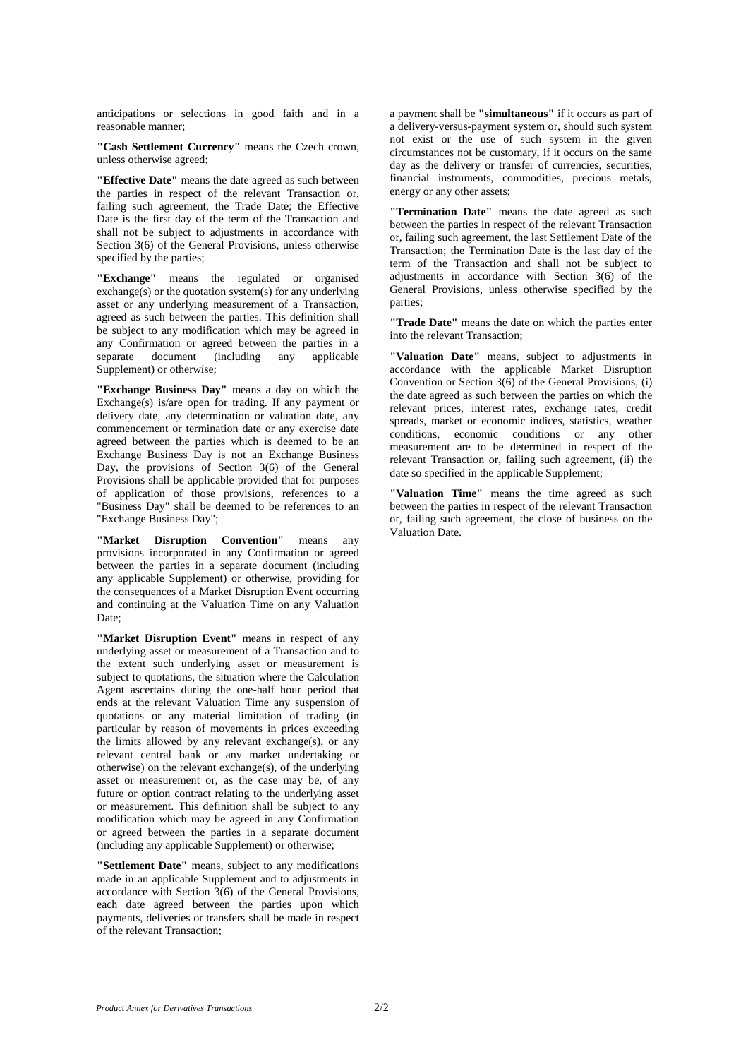anticipations or selections in good faith and in a reasonable manner;

**"Cash Settlement Currency"** means the Czech crown, unless otherwise agreed;

**"Effective Date"** means the date agreed as such between the parties in respect of the relevant Transaction or, failing such agreement, the Trade Date; the Effective Date is the first day of the term of the Transaction and shall not be subject to adjustments in accordance with Section 3(6) of the General Provisions, unless otherwise specified by the parties;

**"Exchange"** means the regulated or organised exchange(s) or the quotation system(s) for any underlying asset or any underlying measurement of a Transaction, agreed as such between the parties. This definition shall be subject to any modification which may be agreed in any Confirmation or agreed between the parties in a separate document (including any applicable Supplement) or otherwise;

**"Exchange Business Day"** means a day on which the Exchange(s) is/are open for trading. If any payment or delivery date, any determination or valuation date, any commencement or termination date or any exercise date agreed between the parties which is deemed to be an Exchange Business Day is not an Exchange Business Day, the provisions of Section 3(6) of the General Provisions shall be applicable provided that for purposes of application of those provisions, references to a "Business Day" shall be deemed to be references to an "Exchange Business Day";

**"Market Disruption Convention"** means any provisions incorporated in any Confirmation or agreed between the parties in a separate document (including any applicable Supplement) or otherwise, providing for the consequences of a Market Disruption Event occurring and continuing at the Valuation Time on any Valuation Date;

**"Market Disruption Event"** means in respect of any underlying asset or measurement of a Transaction and to the extent such underlying asset or measurement is subject to quotations, the situation where the Calculation Agent ascertains during the one-half hour period that ends at the relevant Valuation Time any suspension of quotations or any material limitation of trading (in particular by reason of movements in prices exceeding the limits allowed by any relevant exchange(s), or any relevant central bank or any market undertaking or otherwise) on the relevant exchange(s), of the underlying asset or measurement or, as the case may be, of any future or option contract relating to the underlying asset or measurement. This definition shall be subject to any modification which may be agreed in any Confirmation or agreed between the parties in a separate document (including any applicable Supplement) or otherwise;

**"Settlement Date"** means, subject to any modifications made in an applicable Supplement and to adjustments in accordance with Section 3(6) of the General Provisions, each date agreed between the parties upon which payments, deliveries or transfers shall be made in respect of the relevant Transaction;

a payment shall be **"simultaneous"** if it occurs as part of a delivery-versus-payment system or, should such system not exist or the use of such system in the given circumstances not be customary, if it occurs on the same day as the delivery or transfer of currencies, securities, financial instruments, commodities, precious metals, energy or any other assets;

**"Termination Date"** means the date agreed as such between the parties in respect of the relevant Transaction or, failing such agreement, the last Settlement Date of the Transaction; the Termination Date is the last day of the term of the Transaction and shall not be subject to adjustments in accordance with Section 3(6) of the General Provisions, unless otherwise specified by the parties;

**"Trade Date"** means the date on which the parties enter into the relevant Transaction;

**"Valuation Date"** means, subject to adjustments in accordance with the applicable Market Disruption Convention or Section 3(6) of the General Provisions, (i) the date agreed as such between the parties on which the relevant prices, interest rates, exchange rates, credit spreads, market or economic indices, statistics, weather conditions, economic conditions or any other measurement are to be determined in respect of the relevant Transaction or, failing such agreement, (ii) the date so specified in the applicable Supplement;

**"Valuation Time"** means the time agreed as such between the parties in respect of the relevant Transaction or, failing such agreement, the close of business on the Valuation Date.